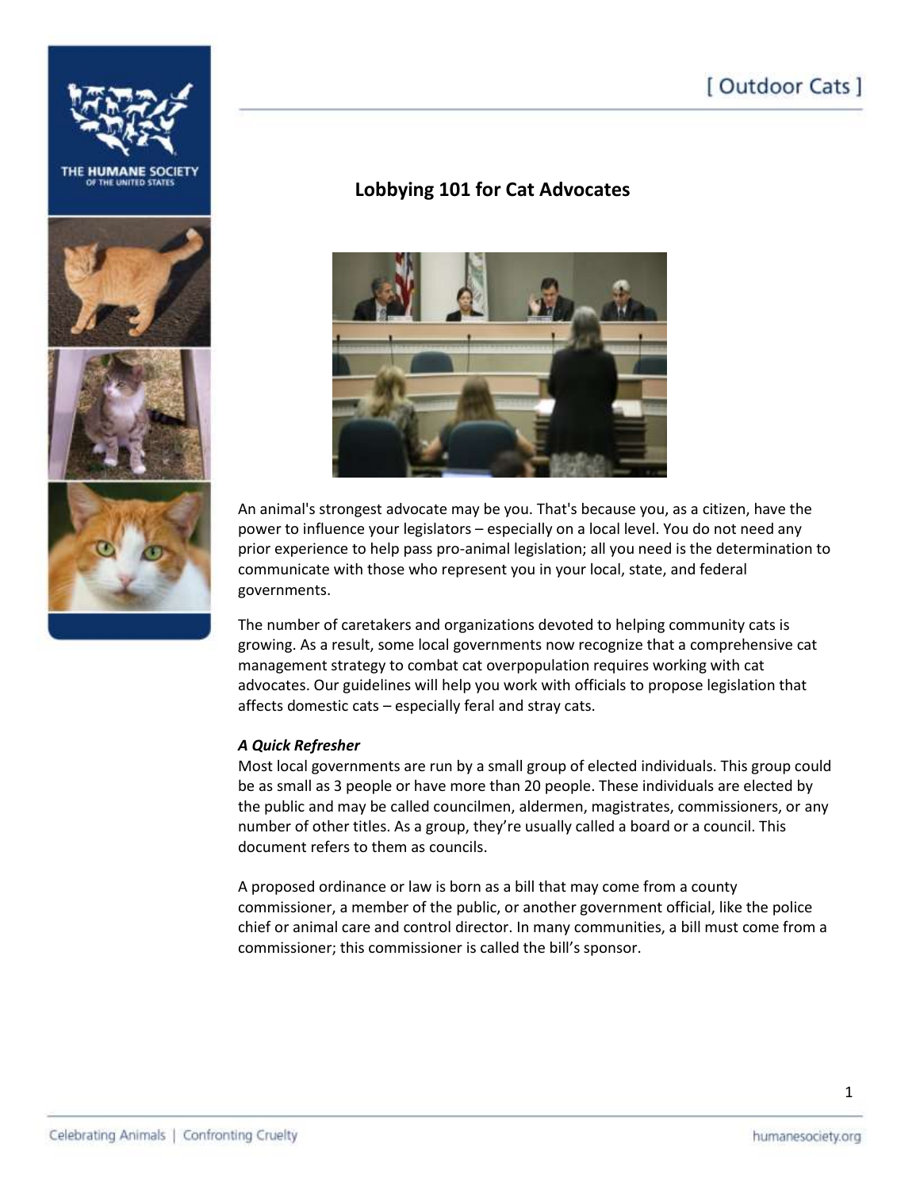# Lobbying 101 for Cat Advocates

An animal's strongest advocate may be you. That's because you, as a citizen, have the power to influence your legislators – especially on a local level. You do not need any prior experience to help pass pro-animal legislation; all you need is the determination to communicate with those who represent you in your local, state, and federal governments.

The number of caretakers and organizations devoted to helping community cats is growing. As a result, some local governments now recognize that a comprehensive cat management strategy to combat cat overpopulation requires working with cat advocates. Our guidelines will help you work with officials to propose legislation that affects domestic cats – especially feral and stray cats.

***A Quick Refresher***

Most local governments are run by a small group of elected individuals. This group could be as small as 3 people or have more than 20 people. These individuals are elected by the public and may be called councilmen, aldermen, magistrates, commissioners, or any number of other titles. As a group, they're usually called a board or a council. This document refers to them as councils.

A proposed ordinance or law is born as a bill that may come from a county commissioner, a member of the public, or another government official, like the police chief or animal care and control director. In many communities, a bill must come from a commissioner; this commissioner is called the bill's sponsor.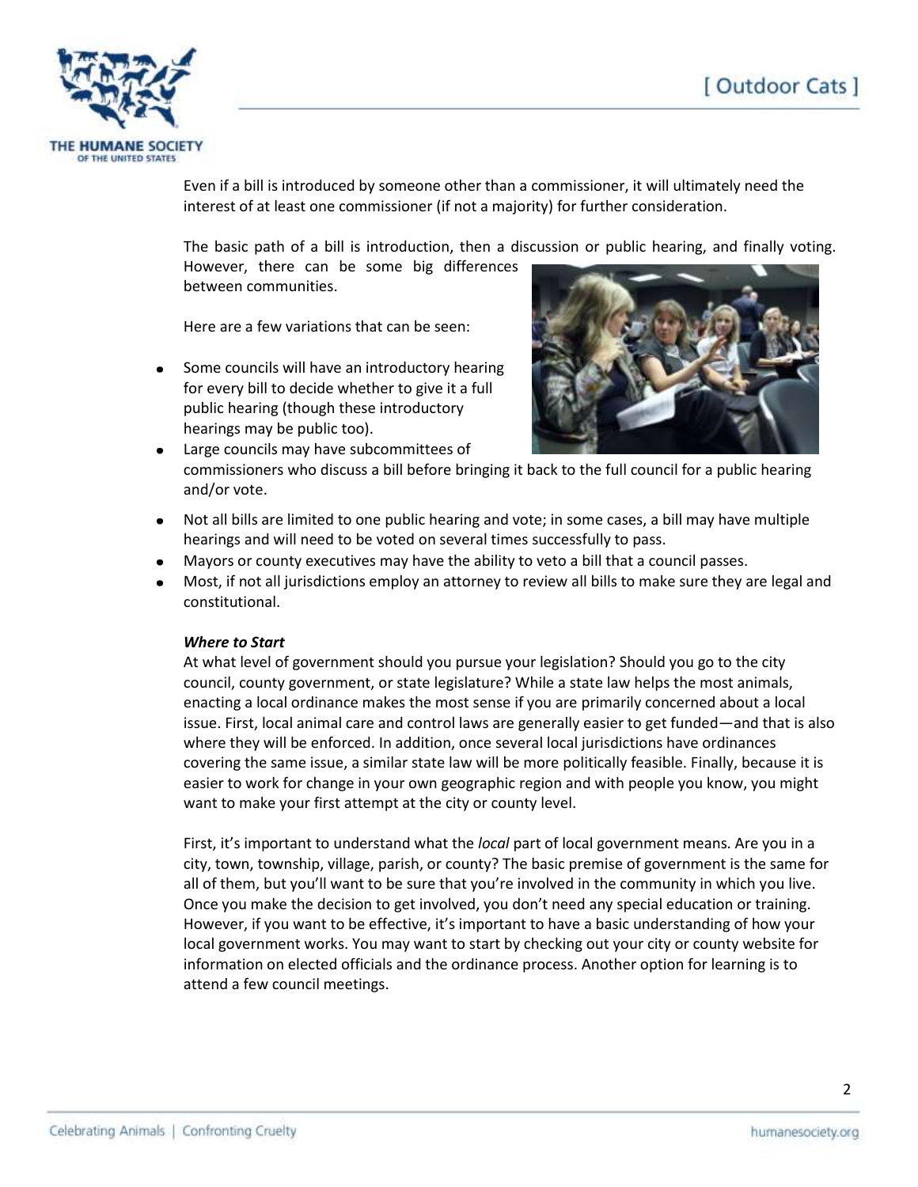Even if a bill is introduced by someone other than a commissioner, it will ultimately need the interest of at least one commissioner (if not a majority) for further consideration.

The basic path of a bill is introduction, then a discussion or public hearing, and finally voting. However, there can be some big differences between communities.

Here are a few variations that can be seen:

- Some councils will have an introductory hearing for every bill to decide whether to give it a full public hearing (though these introductory hearings may be public too).
- Large councils may have subcommittees of commissioners who discuss a bill before bringing it back to the full council for a public hearing and/or vote.
- Not all bills are limited to one public hearing and vote; in some cases, a bill may have multiple hearings and will need to be voted on several times successfully to pass.
- Mayors or county executives may have the ability to veto a bill that a council passes.
- Most, if not all jurisdictions employ an attorney to review all bills to make sure they are legal and constitutional.

***Where to Start***

At what level of government should you pursue your legislation? Should you go to the city council, county government, or state legislature? While a state law helps the most animals, enacting a local ordinance makes the most sense if you are primarily concerned about a local issue. First, local animal care and control laws are generally easier to get funded—and that is also where they will be enforced. In addition, once several local jurisdictions have ordinances covering the same issue, a similar state law will be more politically feasible. Finally, because it is easier to work for change in your own geographic region and with people you know, you might want to make your first attempt at the city or county level.

First, it's important to understand what the *local* part of local government means. Are you in a city, town, township, village, parish, or county? The basic premise of government is the same for all of them, but you'll want to be sure that you're involved in the community in which you live. Once you make the decision to get involved, you don't need any special education or training. However, if you want to be effective, it's important to have a basic understanding of how your local government works. You may want to start by checking out your city or county website for information on elected officials and the ordinance process. Another option for learning is to attend a few council meetings.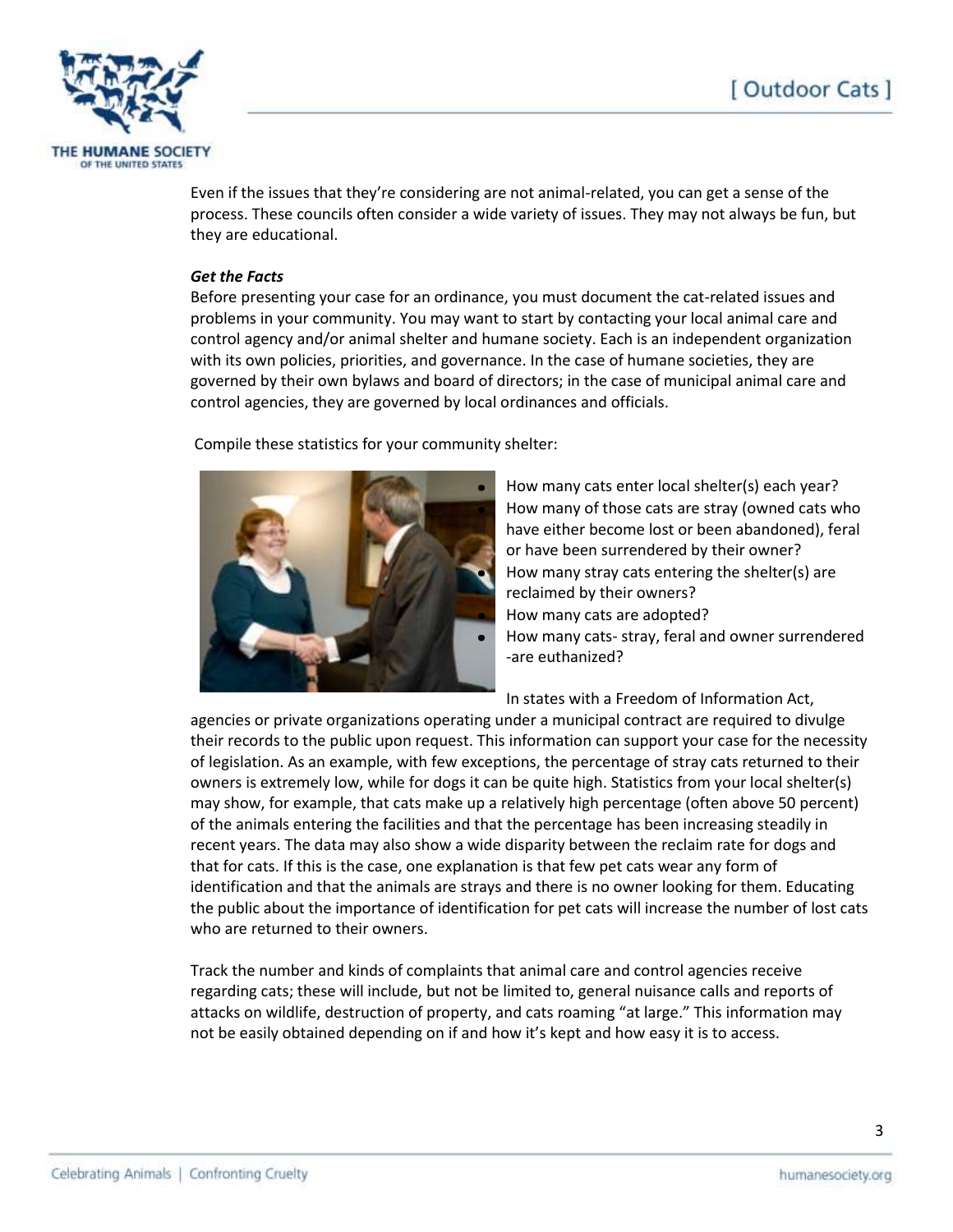Even if the issues that they're considering are not animal-related, you can get a sense of the process. These councils often consider a wide variety of issues. They may not always be fun, but they are educational.

***Get the Facts***

Before presenting your case for an ordinance, you must document the cat-related issues and problems in your community. You may want to start by contacting your local animal care and control agency and/or animal shelter and humane society. Each is an independent organization with its own policies, priorities, and governance. In the case of humane societies, they are governed by their own bylaws and board of directors; in the case of municipal animal care and control agencies, they are governed by local ordinances and officials.

Compile these statistics for your community shelter:

- How many cats enter local shelter(s) each year?
- How many of those cats are stray (owned cats who have either become lost or been abandoned), feral or have been surrendered by their owner?
- How many stray cats entering the shelter(s) are reclaimed by their owners?
- How many cats are adopted?
- How many cats- stray, feral and owner surrendered -are euthanized?

In states with a Freedom of Information Act, agencies or private organizations operating under a municipal contract are required to divulge their records to the public upon request. This information can support your case for the necessity of legislation. As an example, with few exceptions, the percentage of stray cats returned to their owners is extremely low, while for dogs it can be quite high. Statistics from your local shelter(s) may show, for example, that cats make up a relatively high percentage (often above 50 percent) of the animals entering the facilities and that the percentage has been increasing steadily in recent years. The data may also show a wide disparity between the reclaim rate for dogs and that for cats. If this is the case, one explanation is that few pet cats wear any form of identification and that the animals are strays and there is no owner looking for them. Educating the public about the importance of identification for pet cats will increase the number of lost cats who are returned to their owners.

Track the number and kinds of complaints that animal care and control agencies receive regarding cats; these will include, but not be limited to, general nuisance calls and reports of attacks on wildlife, destruction of property, and cats roaming "at large." This information may not be easily obtained depending on if and how it's kept and how easy it is to access.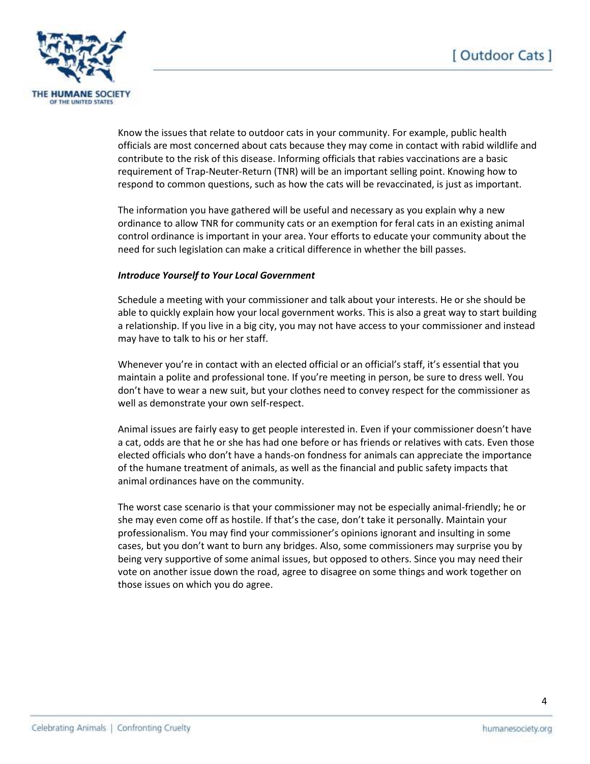Know the issues that relate to outdoor cats in your community. For example, public health officials are most concerned about cats because they may come in contact with rabid wildlife and contribute to the risk of this disease. Informing officials that rabies vaccinations are a basic requirement of Trap-Neuter-Return (TNR) will be an important selling point. Knowing how to respond to common questions, such as how the cats will be revaccinated, is just as important.

The information you have gathered will be useful and necessary as you explain why a new ordinance to allow TNR for community cats or an exemption for feral cats in an existing animal control ordinance is important in your area. Your efforts to educate your community about the need for such legislation can make a critical difference in whether the bill passes.

***Introduce Yourself to Your Local Government***

Schedule a meeting with your commissioner and talk about your interests. He or she should be able to quickly explain how your local government works. This is also a great way to start building a relationship. If you live in a big city, you may not have access to your commissioner and instead may have to talk to his or her staff.

Whenever you're in contact with an elected official or an official's staff, it's essential that you maintain a polite and professional tone. If you're meeting in person, be sure to dress well. You don't have to wear a new suit, but your clothes need to convey respect for the commissioner as well as demonstrate your own self-respect.

Animal issues are fairly easy to get people interested in. Even if your commissioner doesn't have a cat, odds are that he or she has had one before or has friends or relatives with cats. Even those elected officials who don't have a hands-on fondness for animals can appreciate the importance of the humane treatment of animals, as well as the financial and public safety impacts that animal ordinances have on the community.

The worst case scenario is that your commissioner may not be especially animal-friendly; he or she may even come off as hostile. If that's the case, don't take it personally. Maintain your professionalism. You may find your commissioner's opinions ignorant and insulting in some cases, but you don't want to burn any bridges. Also, some commissioners may surprise you by being very supportive of some animal issues, but opposed to others. Since you may need their vote on another issue down the road, agree to disagree on some things and work together on those issues on which you do agree.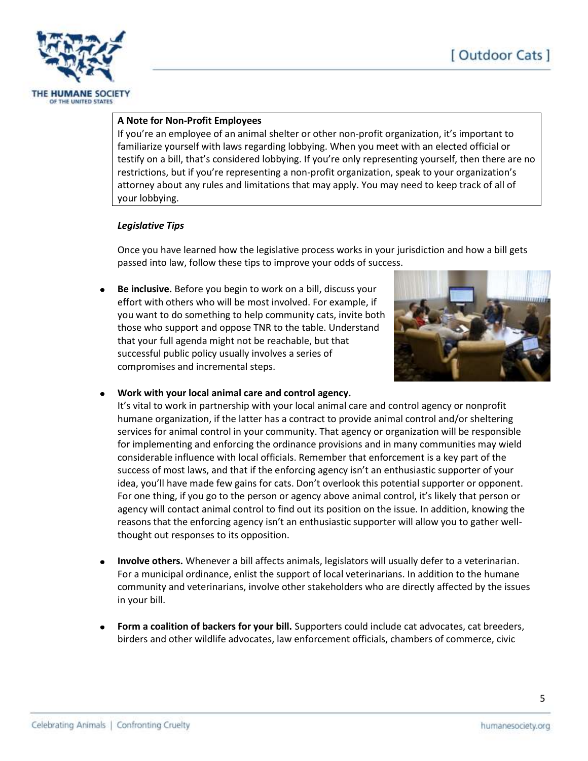**A Note for Non-Profit Employees**

If you're an employee of an animal shelter or other non-profit organization, it's important to familiarize yourself with laws regarding lobbying. When you meet with an elected official or testify on a bill, that's considered lobbying. If you're only representing yourself, then there are no restrictions, but if you're representing a non-profit organization, speak to your organization's attorney about any rules and limitations that may apply. You may need to keep track of all of your lobbying.

***Legislative Tips***

Once you have learned how the legislative process works in your jurisdiction and how a bill gets passed into law, follow these tips to improve your odds of success.

- **Be inclusive.** Before you begin to work on a bill, discuss your effort with others who will be most involved. For example, if you want to do something to help community cats, invite both those who support and oppose TNR to the table. Understand that your full agenda might not be reachable, but that successful public policy usually involves a series of compromises and incremental steps.

- **Work with your local animal care and control agency.** It's vital to work in partnership with your local animal care and control agency or nonprofit humane organization, if the latter has a contract to provide animal control and/or sheltering services for animal control in your community. That agency or organization will be responsible for implementing and enforcing the ordinance provisions and in many communities may wield considerable influence with local officials. Remember that enforcement is a key part of the success of most laws, and that if the enforcing agency isn't an enthusiastic supporter of your idea, you'll have made few gains for cats. Don't overlook this potential supporter or opponent. For one thing, if you go to the person or agency above animal control, it's likely that person or agency will contact animal control to find out its position on the issue. In addition, knowing the reasons that the enforcing agency isn't an enthusiastic supporter will allow you to gather well-thought out responses to its opposition.

- **Involve others.** Whenever a bill affects animals, legislators will usually defer to a veterinarian. For a municipal ordinance, enlist the support of local veterinarians. In addition to the humane community and veterinarians, involve other stakeholders who are directly affected by the issues in your bill.

- **Form a coalition of backers for your bill.** Supporters could include cat advocates, cat breeders, birders and other wildlife advocates, law enforcement officials, chambers of commerce, civic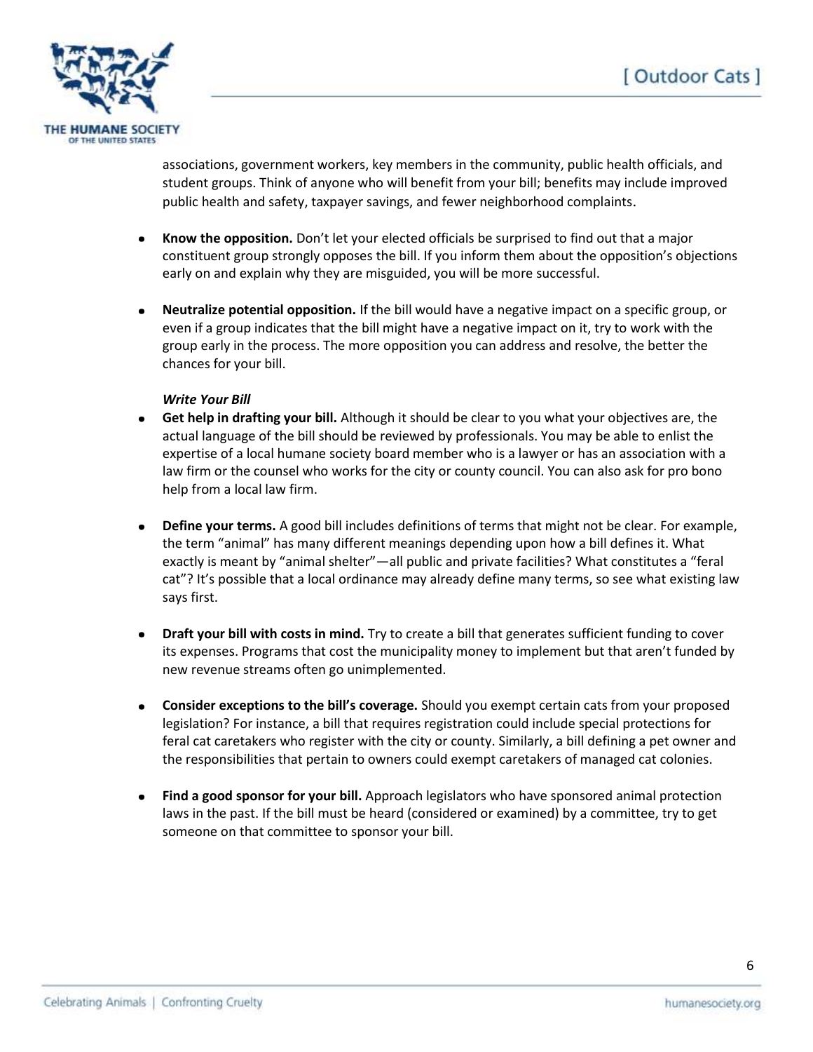associations, government workers, key members in the community, public health officials, and student groups. Think of anyone who will benefit from your bill; benefits may include improved public health and safety, taxpayer savings, and fewer neighborhood complaints.

- **Know the opposition.** Don't let your elected officials be surprised to find out that a major constituent group strongly opposes the bill. If you inform them about the opposition's objections early on and explain why they are misguided, you will be more successful.

- **Neutralize potential opposition.** If the bill would have a negative impact on a specific group, or even if a group indicates that the bill might have a negative impact on it, try to work with the group early in the process. The more opposition you can address and resolve, the better the chances for your bill.

***Write Your Bill***

- **Get help in drafting your bill.** Although it should be clear to you what your objectives are, the actual language of the bill should be reviewed by professionals. You may be able to enlist the expertise of a local humane society board member who is a lawyer or has an association with a law firm or the counsel who works for the city or county council. You can also ask for pro bono help from a local law firm.

- **Define your terms.** A good bill includes definitions of terms that might not be clear. For example, the term "animal" has many different meanings depending upon how a bill defines it. What exactly is meant by "animal shelter"—all public and private facilities? What constitutes a "feral cat"? It's possible that a local ordinance may already define many terms, so see what existing law says first.

- **Draft your bill with costs in mind.** Try to create a bill that generates sufficient funding to cover its expenses. Programs that cost the municipality money to implement but that aren't funded by new revenue streams often go unimplemented.

- **Consider exceptions to the bill's coverage.** Should you exempt certain cats from your proposed legislation? For instance, a bill that requires registration could include special protections for feral cat caretakers who register with the city or county. Similarly, a bill defining a pet owner and the responsibilities that pertain to owners could exempt caretakers of managed cat colonies.

- **Find a good sponsor for your bill.** Approach legislators who have sponsored animal protection laws in the past. If the bill must be heard (considered or examined) by a committee, try to get someone on that committee to sponsor your bill.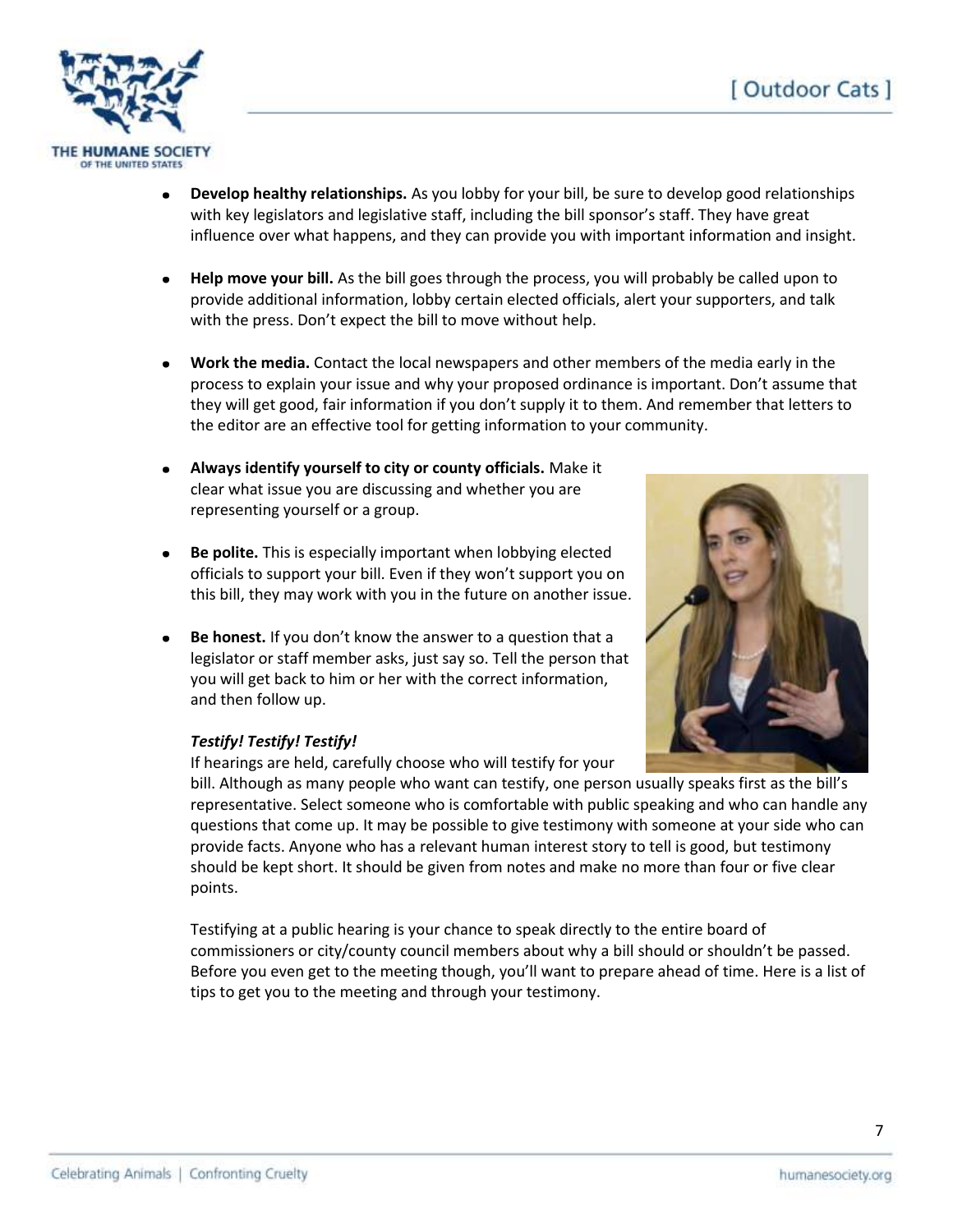- **Develop healthy relationships.** As you lobby for your bill, be sure to develop good relationships with key legislators and legislative staff, including the bill sponsor's staff. They have great influence over what happens, and they can provide you with important information and insight.

- **Help move your bill.** As the bill goes through the process, you will probably be called upon to provide additional information, lobby certain elected officials, alert your supporters, and talk with the press. Don't expect the bill to move without help.

- **Work the media.** Contact the local newspapers and other members of the media early in the process to explain your issue and why your proposed ordinance is important. Don't assume that they will get good, fair information if you don't supply it to them. And remember that letters to the editor are an effective tool for getting information to your community.

- **Always identify yourself to city or county officials.** Make it clear what issue you are discussing and whether you are representing yourself or a group.

- **Be polite.** This is especially important when lobbying elected officials to support your bill. Even if they won't support you on this bill, they may work with you in the future on another issue.

- **Be honest.** If you don't know the answer to a question that a legislator or staff member asks, just say so. Tell the person that you will get back to him or her with the correct information, and then follow up.

***Testify! Testify! Testify!***

If hearings are held, carefully choose who will testify for your bill. Although as many people who want can testify, one person usually speaks first as the bill's representative. Select someone who is comfortable with public speaking and who can handle any questions that come up. It may be possible to give testimony with someone at your side who can provide facts. Anyone who has a relevant human interest story to tell is good, but testimony should be kept short. It should be given from notes and make no more than four or five clear points.

Testifying at a public hearing is your chance to speak directly to the entire board of commissioners or city/county council members about why a bill should or shouldn't be passed. Before you even get to the meeting though, you'll want to prepare ahead of time. Here is a list of tips to get you to the meeting and through your testimony.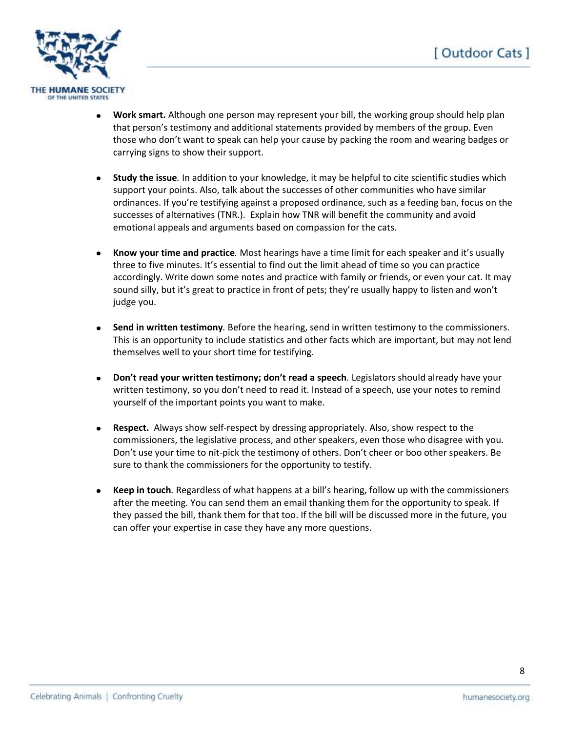- **Work smart.** Although one person may represent your bill, the working group should help plan that person's testimony and additional statements provided by members of the group. Even those who don't want to speak can help your cause by packing the room and wearing badges or carrying signs to show their support.

- **Study the issue***.* In addition to your knowledge, it may be helpful to cite scientific studies which support your points. Also, talk about the successes of other communities who have similar ordinances. If you're testifying against a proposed ordinance, such as a feeding ban, focus on the successes of alternatives (TNR.). Explain how TNR will benefit the community and avoid emotional appeals and arguments based on compassion for the cats.

- **Know your time and practice***.* Most hearings have a time limit for each speaker and it's usually three to five minutes. It's essential to find out the limit ahead of time so you can practice accordingly. Write down some notes and practice with family or friends, or even your cat. It may sound silly, but it's great to practice in front of pets; they're usually happy to listen and won't judge you.

- **Send in written testimony***.* Before the hearing, send in written testimony to the commissioners. This is an opportunity to include statistics and other facts which are important, but may not lend themselves well to your short time for testifying.

- **Don't read your written testimony; don't read a speech***.* Legislators should already have your written testimony, so you don't need to read it. Instead of a speech, use your notes to remind yourself of the important points you want to make.

- **Respect.** Always show self-respect by dressing appropriately. Also, show respect to the commissioners, the legislative process, and other speakers, even those who disagree with you. Don't use your time to nit-pick the testimony of others. Don't cheer or boo other speakers. Be sure to thank the commissioners for the opportunity to testify.

- **Keep in touch***.* Regardless of what happens at a bill's hearing, follow up with the commissioners after the meeting. You can send them an email thanking them for the opportunity to speak. If they passed the bill, thank them for that too. If the bill will be discussed more in the future, you can offer your expertise in case they have any more questions.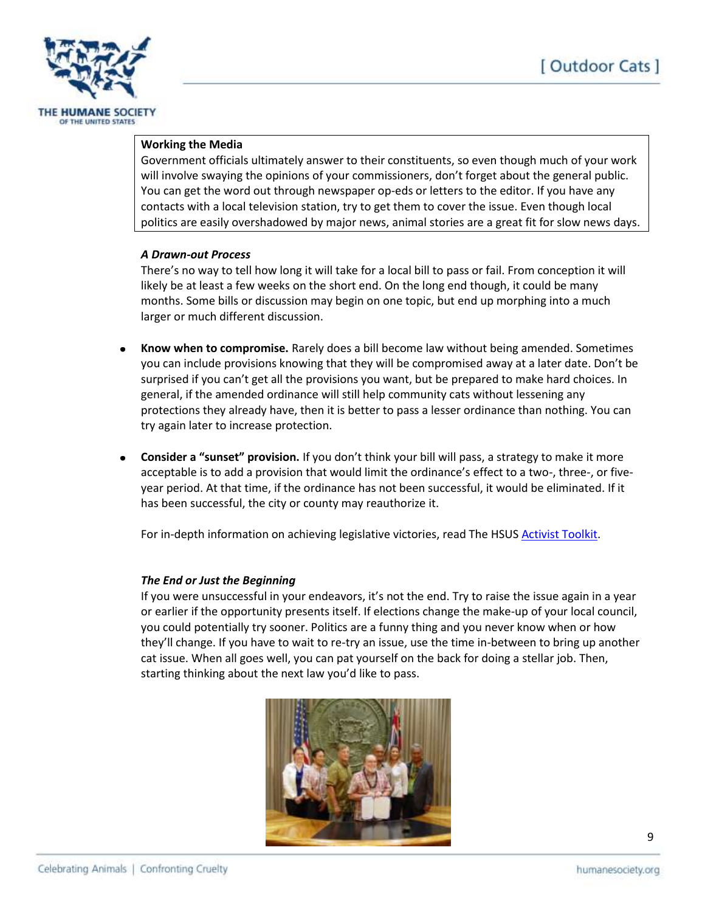**Working the Media**

Government officials ultimately answer to their constituents, so even though much of your work will involve swaying the opinions of your commissioners, don't forget about the general public. You can get the word out through newspaper op-eds or letters to the editor. If you have any contacts with a local television station, try to get them to cover the issue. Even though local politics are easily overshadowed by major news, animal stories are a great fit for slow news days.

***A Drawn-out Process***

There's no way to tell how long it will take for a local bill to pass or fail. From conception it will likely be at least a few weeks on the short end. On the long end though, it could be many months. Some bills or discussion may begin on one topic, but end up morphing into a much larger or much different discussion.

- **Know when to compromise.** Rarely does a bill become law without being amended. Sometimes you can include provisions knowing that they will be compromised away at a later date. Don't be surprised if you can't get all the provisions you want, but be prepared to make hard choices. In general, if the amended ordinance will still help community cats without lessening any protections they already have, then it is better to pass a lesser ordinance than nothing. You can try again later to increase protection.

- **Consider a "sunset" provision.** If you don't think your bill will pass, a strategy to make it more acceptable is to add a provision that would limit the ordinance's effect to a two-, three-, or five-year period. At that time, if the ordinance has not been successful, it would be eliminated. If it has been successful, the city or county may reauthorize it.

For in-depth information on achieving legislative victories, read The HSUS Activist Toolkit.

***The End or Just the Beginning***

If you were unsuccessful in your endeavors, it's not the end. Try to raise the issue again in a year or earlier if the opportunity presents itself. If elections change the make-up of your local council, you could potentially try sooner. Politics are a funny thing and you never know when or how they'll change. If you have to wait to re-try an issue, use the time in-between to bring up another cat issue. When all goes well, you can pat yourself on the back for doing a stellar job. Then, starting thinking about the next law you'd like to pass.